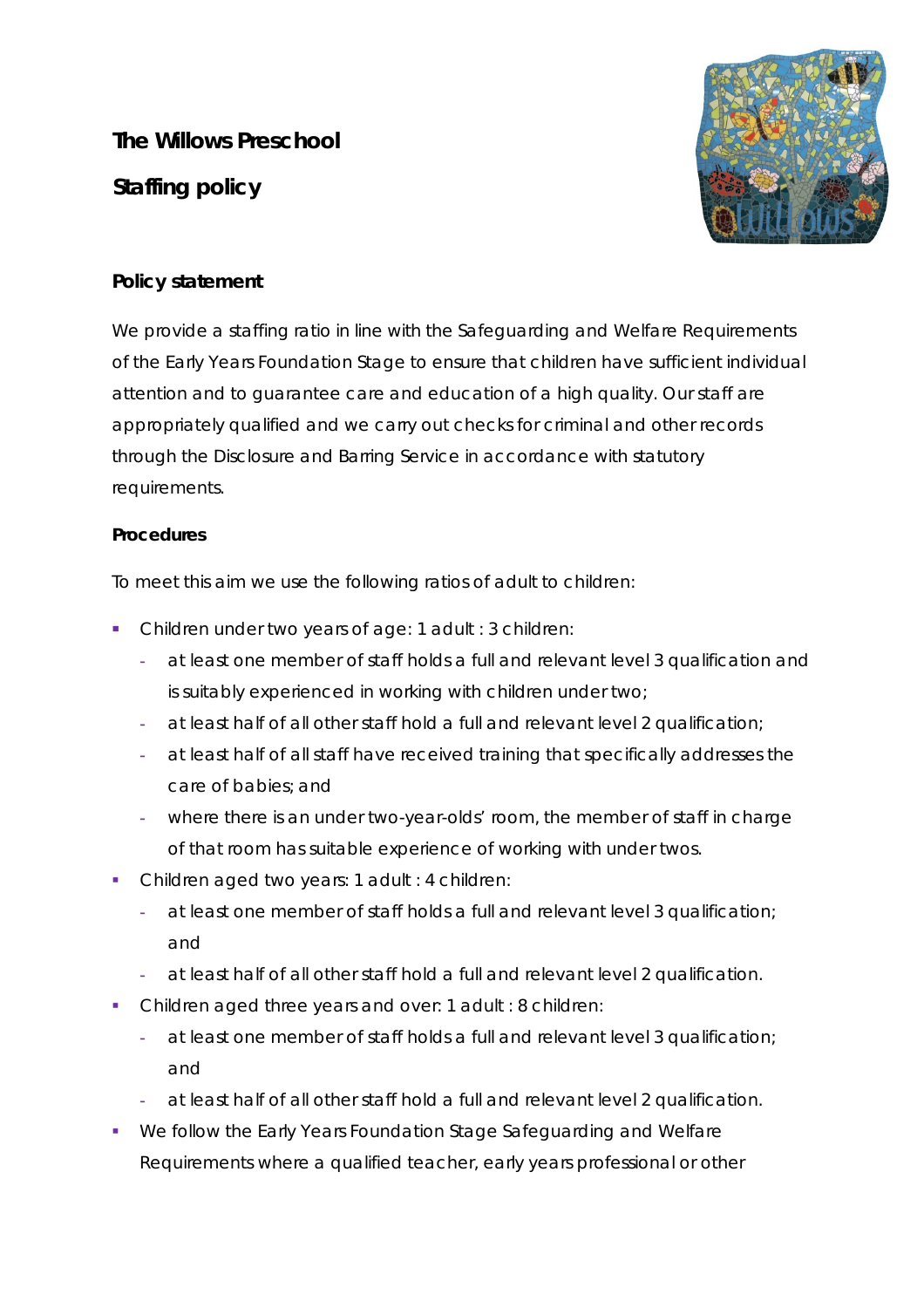# The Willows Preschool

## Staffing policy

### Policy statement

We provide a staffing ratio in line with the Safeguarding and Welfare Requirements of the Early Years Foundation Stage to ensure that children have sufficient individual attention and to guarantee care and education of a high quality. Our staff are appropriately qualified and we carry out checks for criminal and other records through the Disclosure and Barring Service in accordance with statutory requirements.

### Procedures

To meet this aim we use the following ratios of adult to children:

- Children under two years of age: 1 adult : 3 children:
  - at least one member of staff holds a full and relevant level 3 qualification and is suitably experienced in working with children under two;
  - at least half of all other staff hold a full and relevant level 2 qualification;
  - at least half of all staff have received training that specifically addresses the care of babies; and
  - where there is an under two-year-olds' room, the member of staff in charge of that room has suitable experience of working with under twos.
- Children aged two years: 1 adult : 4 children:
  - at least one member of staff holds a full and relevant level 3 qualification; and
  - at least half of all other staff hold a full and relevant level 2 qualification.
- Children aged three years and over: 1 adult : 8 children:
  - at least one member of staff holds a full and relevant level 3 qualification; and
  - at least half of all other staff hold a full and relevant level 2 qualification.
- We follow the Early Years Foundation Stage Safeguarding and Welfare Requirements where a qualified teacher, early years professional or other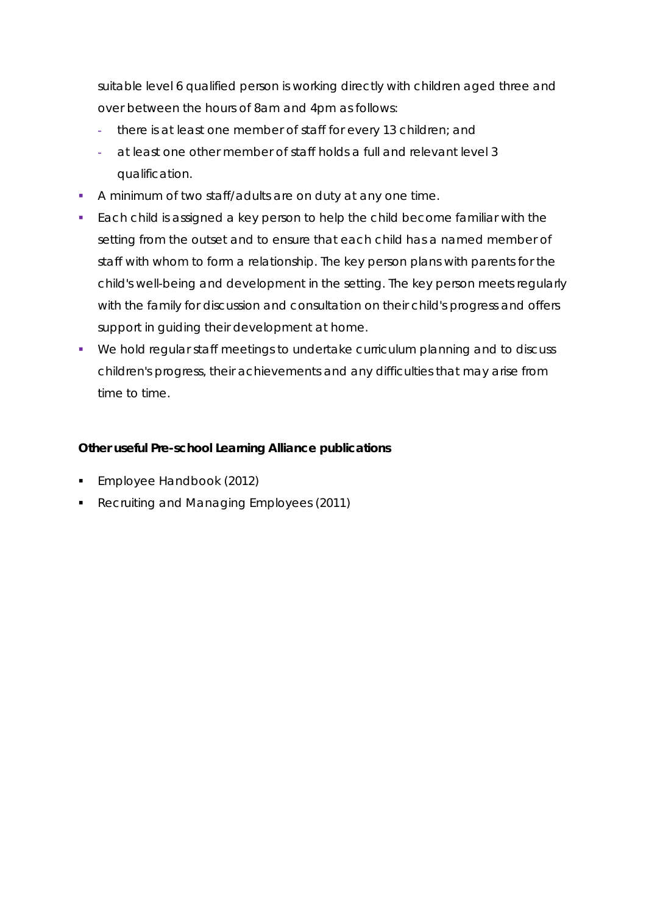suitable level 6 qualified person is working directly with children aged three and over between the hours of 8am and 4pm as follows:

  - there is at least one member of staff for every 13 children; and
  - at least one other member of staff holds a full and relevant level 3 qualification.

- A minimum of two staff/adults are on duty at any one time.
- Each child is assigned a key person to help the child become familiar with the setting from the outset and to ensure that each child has a named member of staff with whom to form a relationship. The key person plans with parents for the child's well-being and development in the setting. The key person meets regularly with the family for discussion and consultation on their child's progress and offers support in guiding their development at home.
- We hold regular staff meetings to undertake curriculum planning and to discuss children's progress, their achievements and any difficulties that may arise from time to time.

**Other useful Pre-school Learning Alliance publications**

- Employee Handbook (2012)
- Recruiting and Managing Employees (2011)